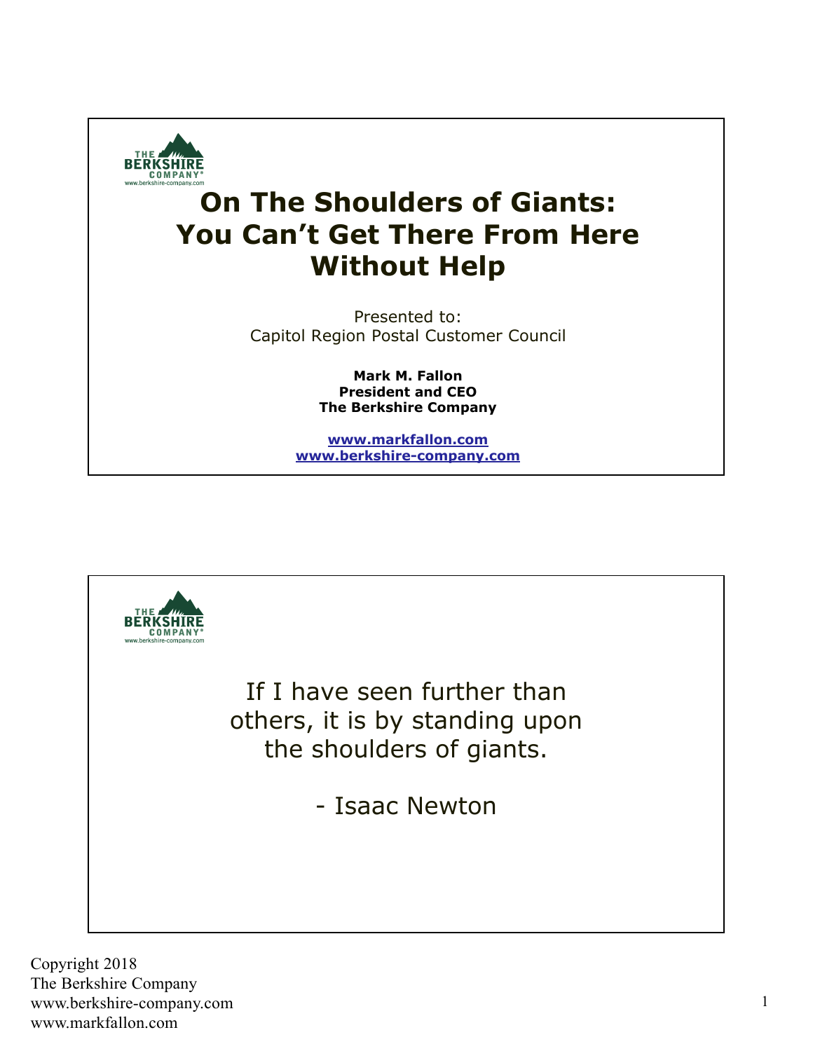# On The Shoulders of Giants: You Can't Get There From Here Without Help

Presented to:
Capitol Region Postal Customer Council

**Mark M. Fallon**
**President and CEO**
**The Berkshire Company**

**www.markfallon.com**
**www.berkshire-company.com**

---

If I have seen further than others, it is by standing upon the shoulders of giants.

- Isaac Newton

---

Copyright 2018
The Berkshire Company
www.berkshire-company.com
www.markfallon.com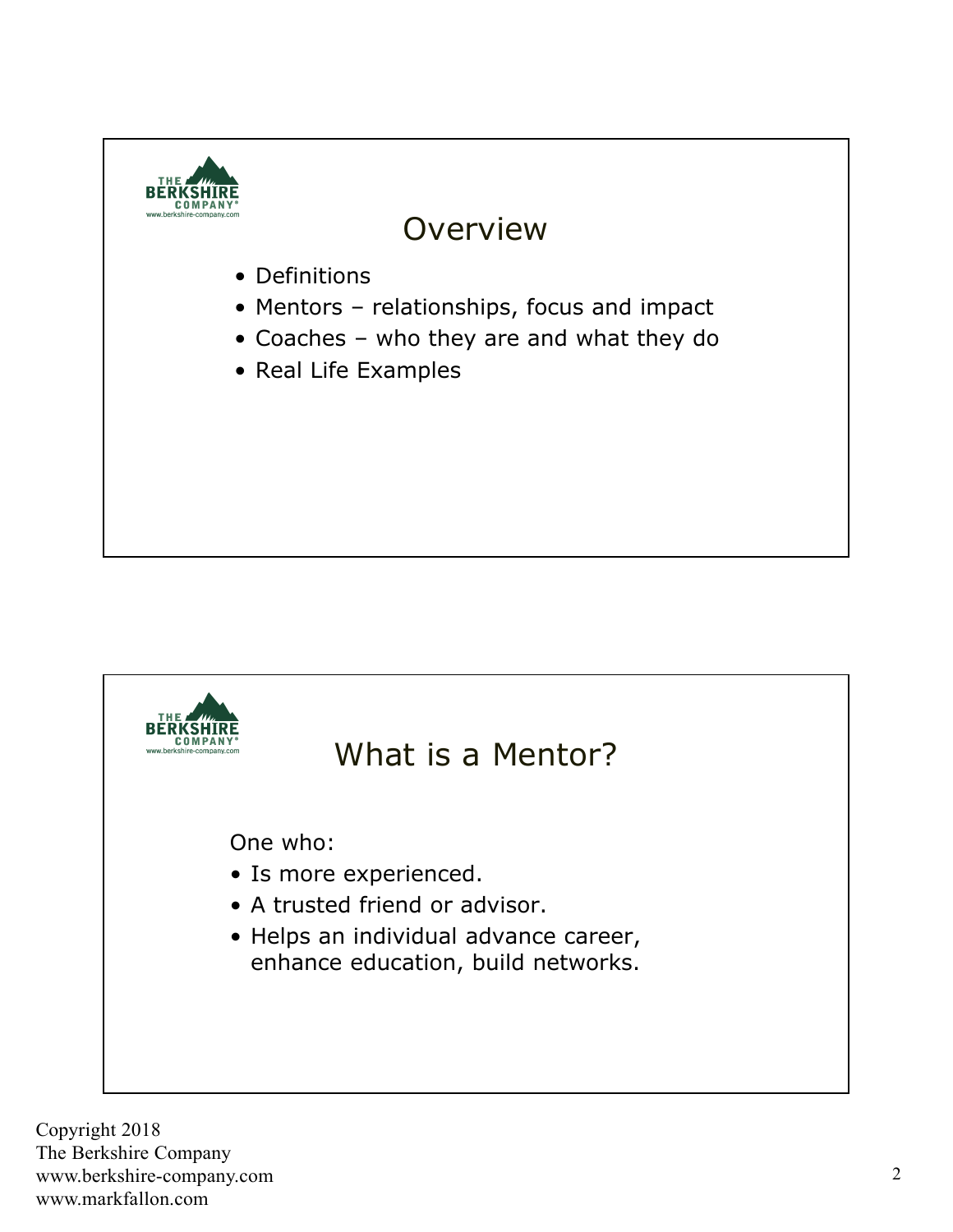## Overview

- Definitions
- Mentors – relationships, focus and impact
- Coaches – who they are and what they do
- Real Life Examples

## What is a Mentor?

One who:

- Is more experienced.
- A trusted friend or advisor.
- Helps an individual advance career, enhance education, build networks.

Copyright 2018
The Berkshire Company
www.berkshire-company.com
www.markfallon.com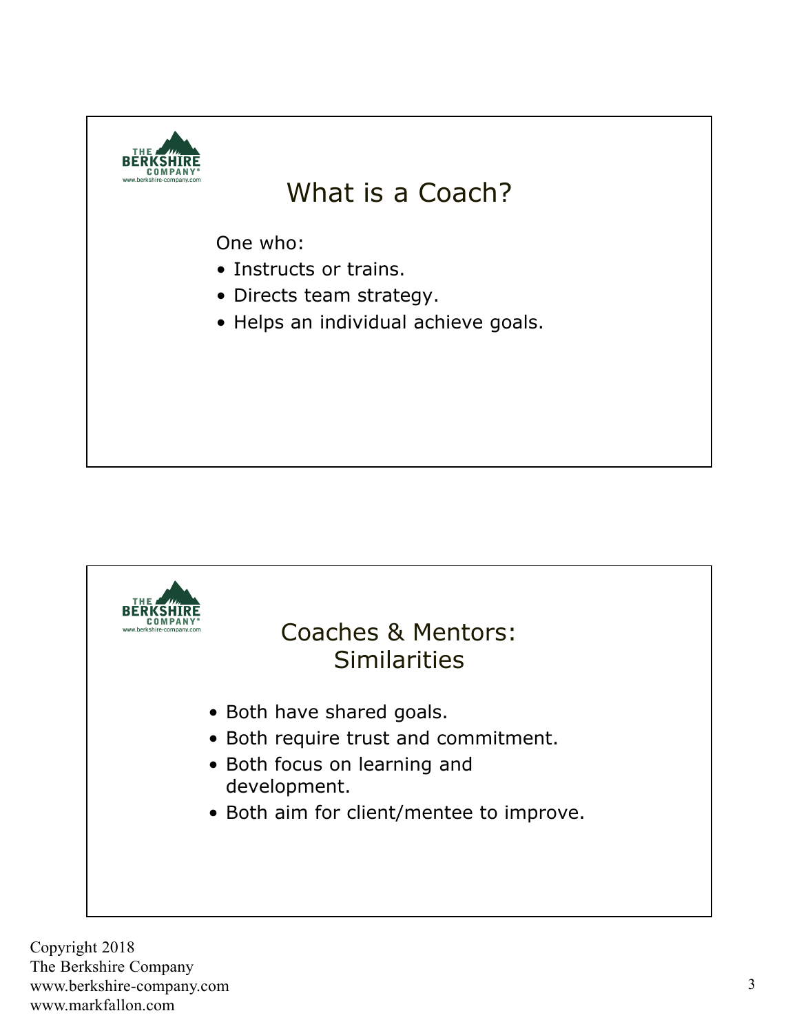## What is a Coach?

One who:

- Instructs or trains.
- Directs team strategy.
- Helps an individual achieve goals.

## Coaches & Mentors: Similarities

- Both have shared goals.
- Both require trust and commitment.
- Both focus on learning and development.
- Both aim for client/mentee to improve.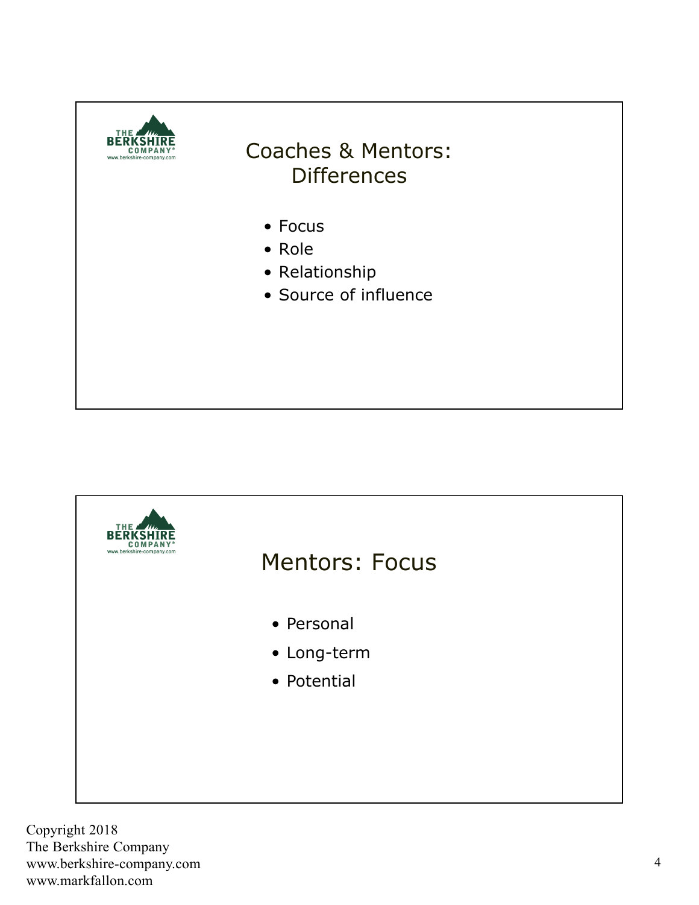## Coaches & Mentors: Differences

- Focus
- Role
- Relationship
- Source of influence

## Mentors: Focus

- Personal
- Long-term
- Potential

Copyright 2018
The Berkshire Company
www.berkshire-company.com
www.markfallon.com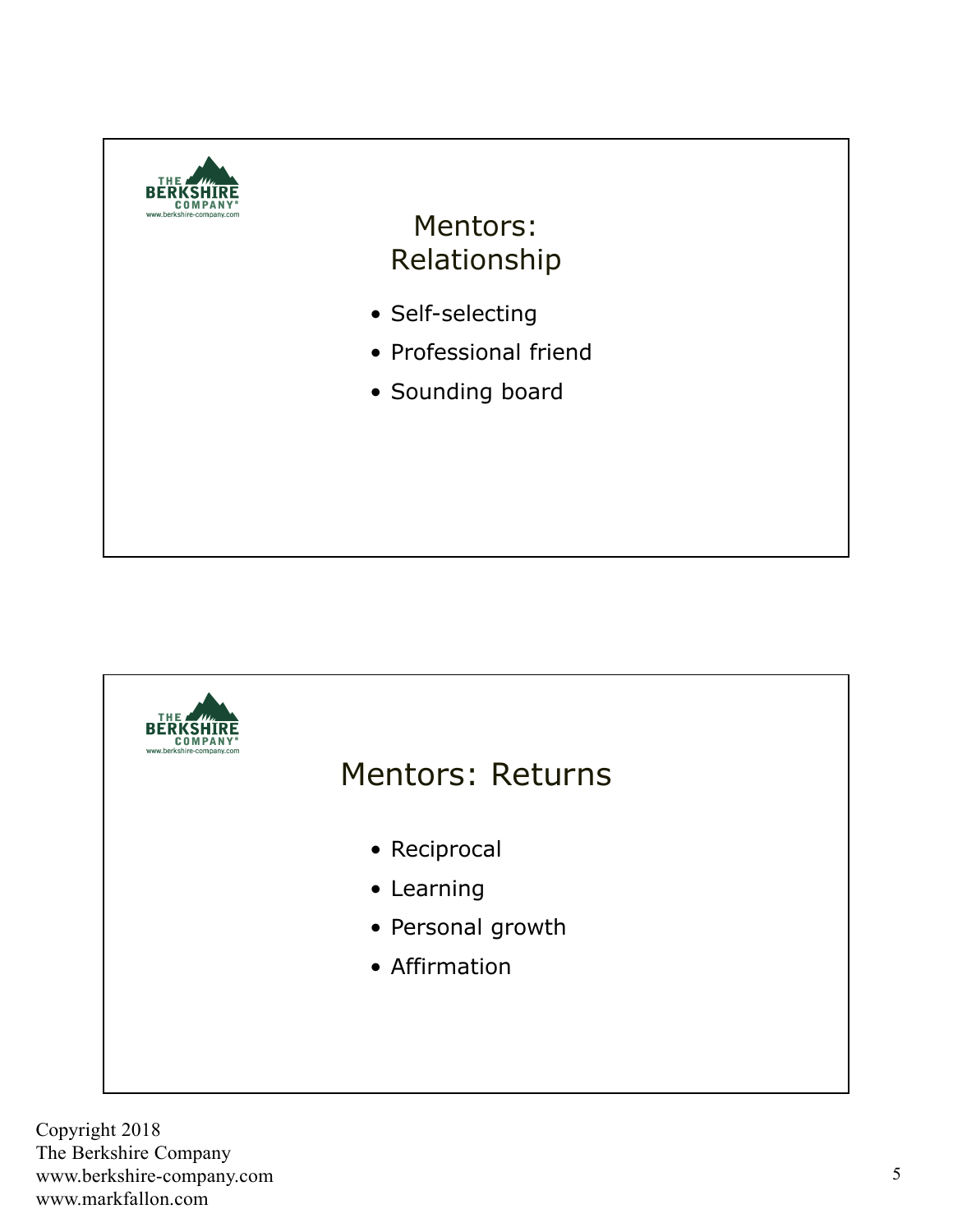## Mentors: Relationship

- Self-selecting
- Professional friend
- Sounding board

## Mentors: Returns

- Reciprocal
- Learning
- Personal growth
- Affirmation

Copyright 2018
The Berkshire Company
www.berkshire-company.com
www.markfallon.com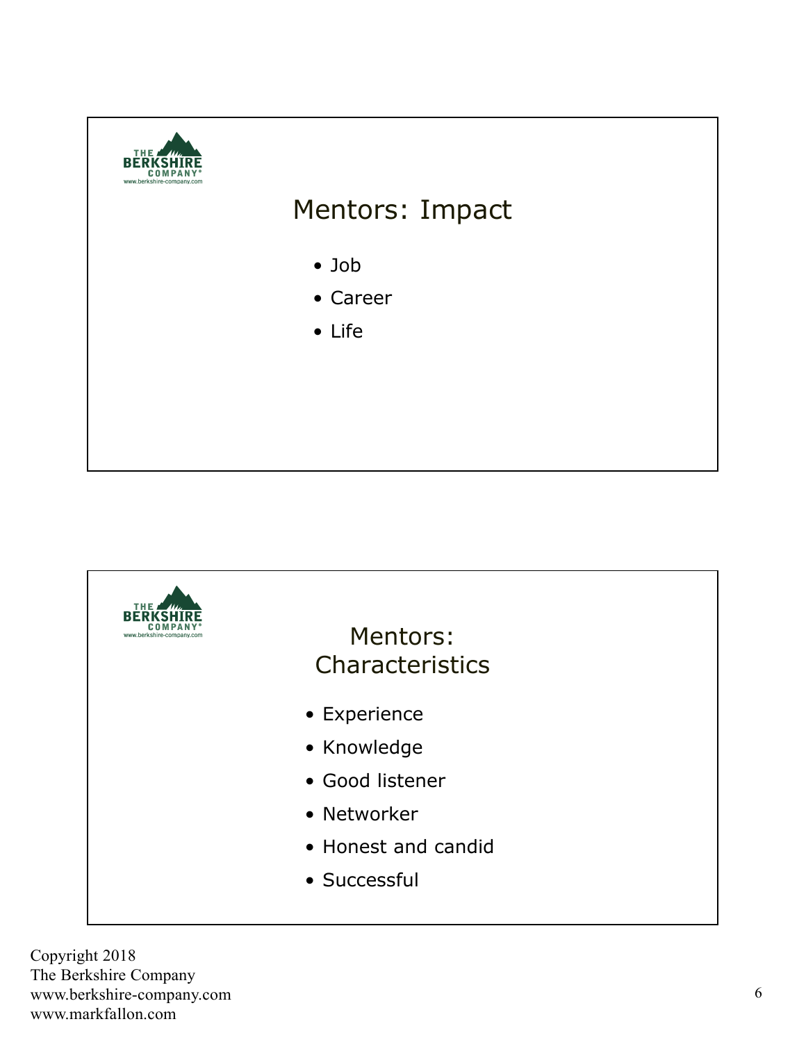## Mentors: Impact

- Job
- Career
- Life

## Mentors: Characteristics

- Experience
- Knowledge
- Good listener
- Networker
- Honest and candid
- Successful

Copyright 2018
The Berkshire Company
www.berkshire-company.com
www.markfallon.com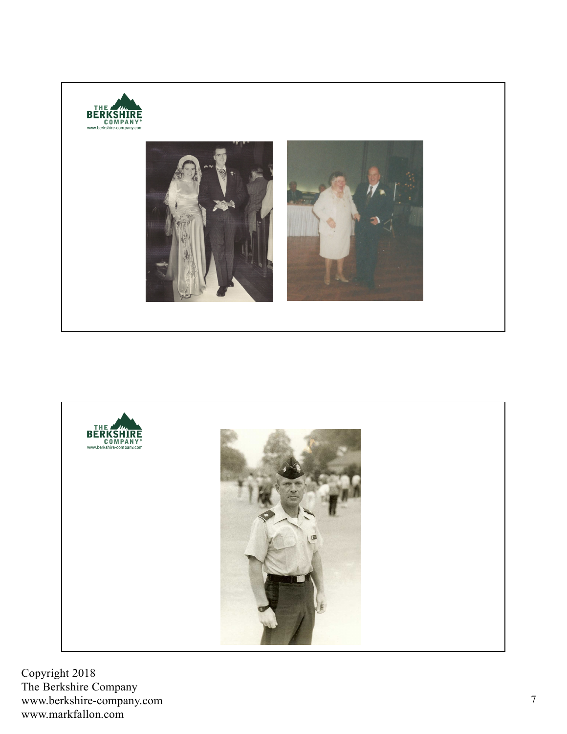THE BERKSHIRE COMPANY®
www.berkshire-company.com

THE BERKSHIRE COMPANY®
www.berkshire-company.com

Copyright 2018
The Berkshire Company
www.berkshire-company.com
www.markfallon.com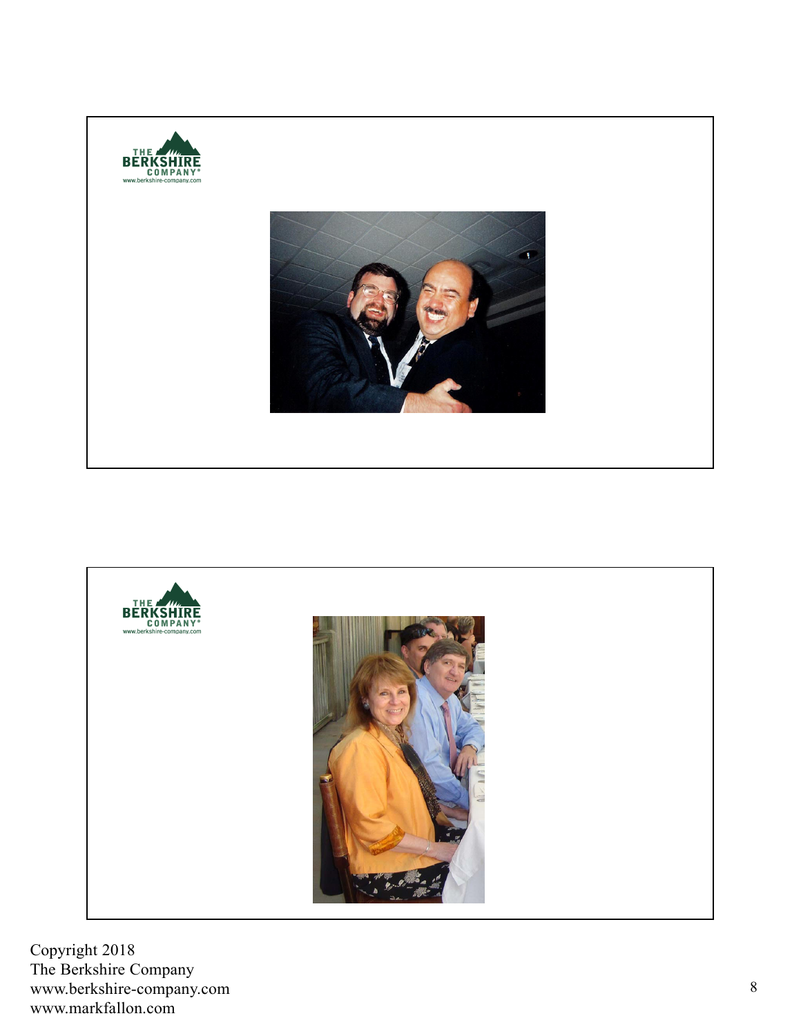THE BERKSHIRE COMPANY®
www.berkshire-company.com

THE BERKSHIRE COMPANY®
www.berkshire-company.com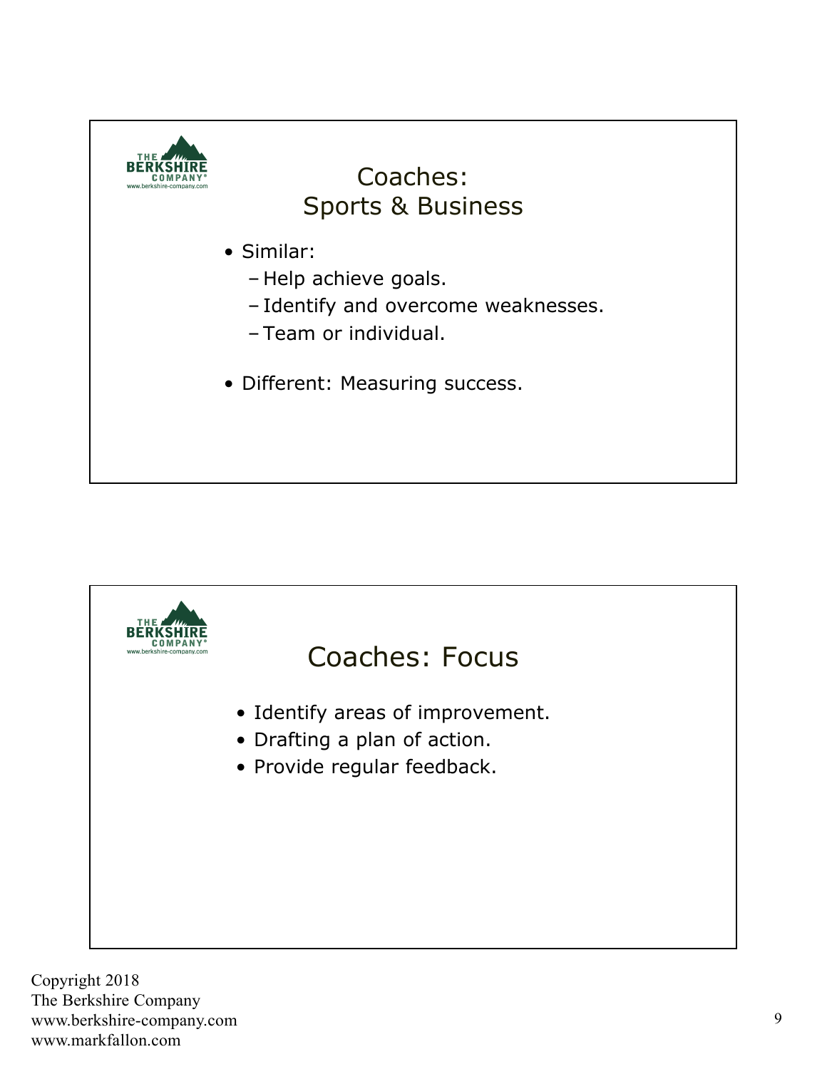## Coaches: Sports & Business

- Similar:
  - Help achieve goals.
  - Identify and overcome weaknesses.
  - Team or individual.
- Different: Measuring success.

## Coaches: Focus

- Identify areas of improvement.
- Drafting a plan of action.
- Provide regular feedback.

Copyright 2018
The Berkshire Company
www.berkshire-company.com
www.markfallon.com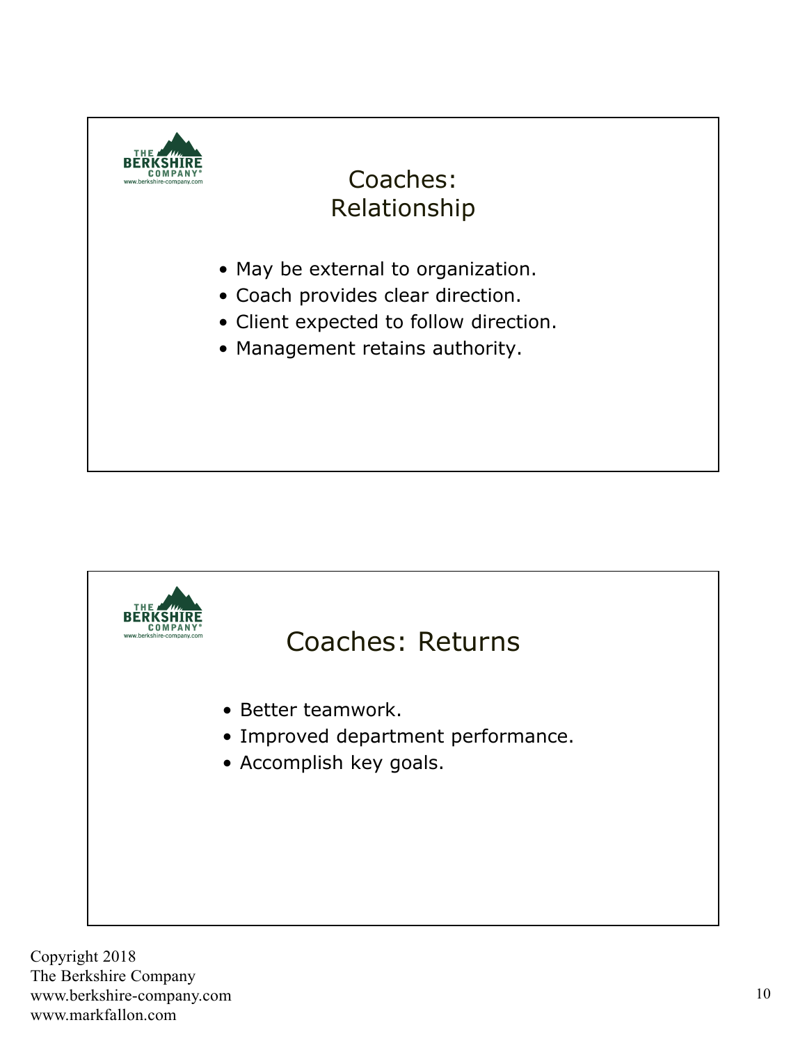## Coaches: Relationship

- May be external to organization.
- Coach provides clear direction.
- Client expected to follow direction.
- Management retains authority.

## Coaches: Returns

- Better teamwork.
- Improved department performance.
- Accomplish key goals.

Copyright 2018
The Berkshire Company
www.berkshire-company.com
www.markfallon.com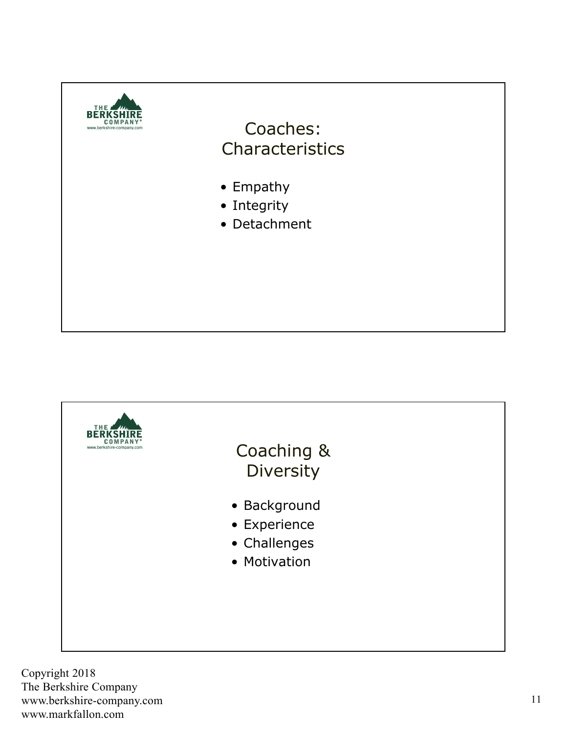## Coaches: Characteristics

- Empathy
- Integrity
- Detachment

## Coaching & Diversity

- Background
- Experience
- Challenges
- Motivation

Copyright 2018
The Berkshire Company
www.berkshire-company.com
www.markfallon.com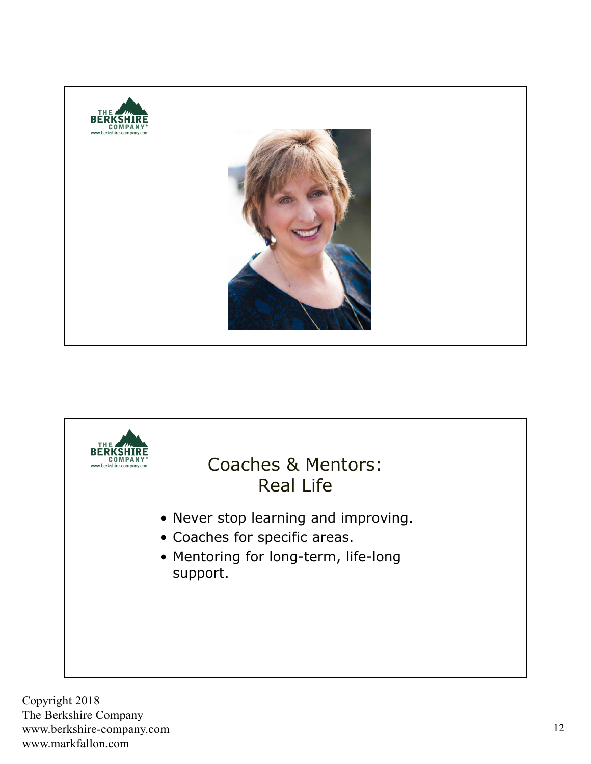## Coaches & Mentors: Real Life

- Never stop learning and improving.
- Coaches for specific areas.
- Mentoring for long-term, life-long support.

Copyright 2018
The Berkshire Company
www.berkshire-company.com
www.markfallon.com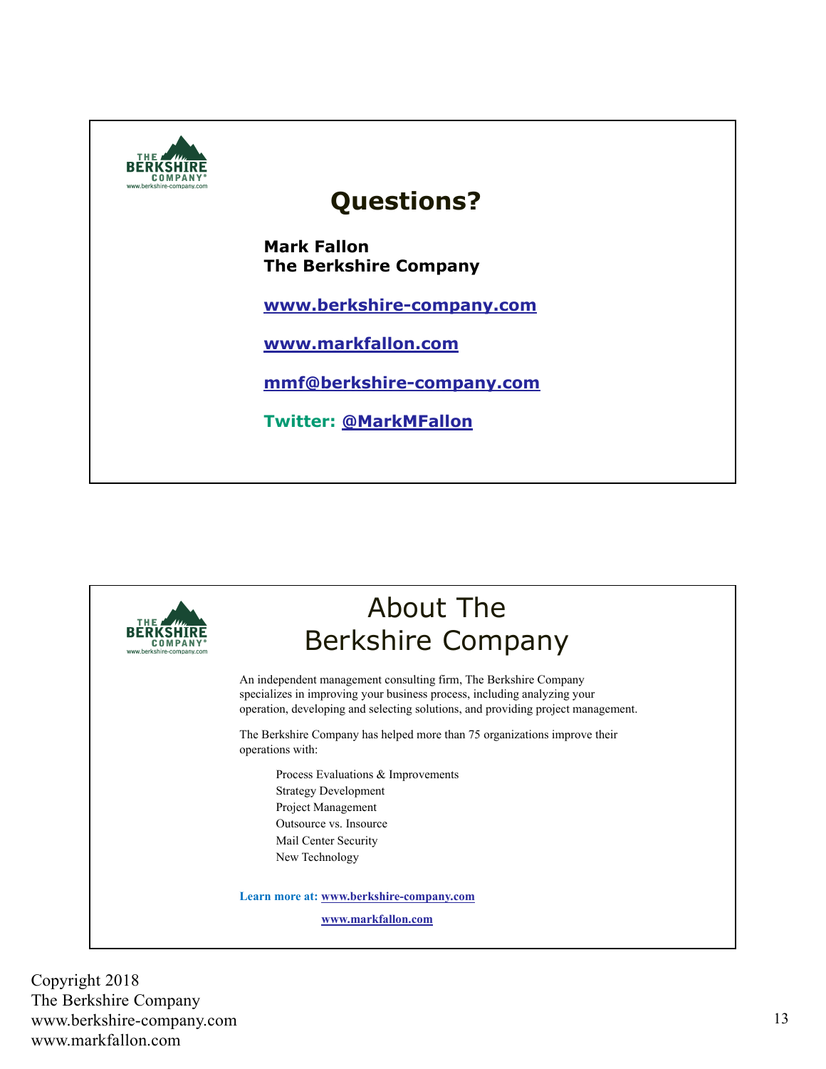## Questions?

**Mark Fallon**
**The Berkshire Company**

**www.berkshire-company.com**

**www.markfallon.com**

**mmf@berkshire-company.com**

**Twitter: @MarkMFallon**

## About The Berkshire Company

An independent management consulting firm, The Berkshire Company specializes in improving your business process, including analyzing your operation, developing and selecting solutions, and providing project management.

The Berkshire Company has helped more than 75 organizations improve their operations with:

- Process Evaluations & Improvements
- Strategy Development
- Project Management
- Outsource vs. Insource
- Mail Center Security
- New Technology

**Learn more at: www.berkshire-company.com**

**www.markfallon.com**

Copyright 2018
The Berkshire Company
www.berkshire-company.com
www.markfallon.com